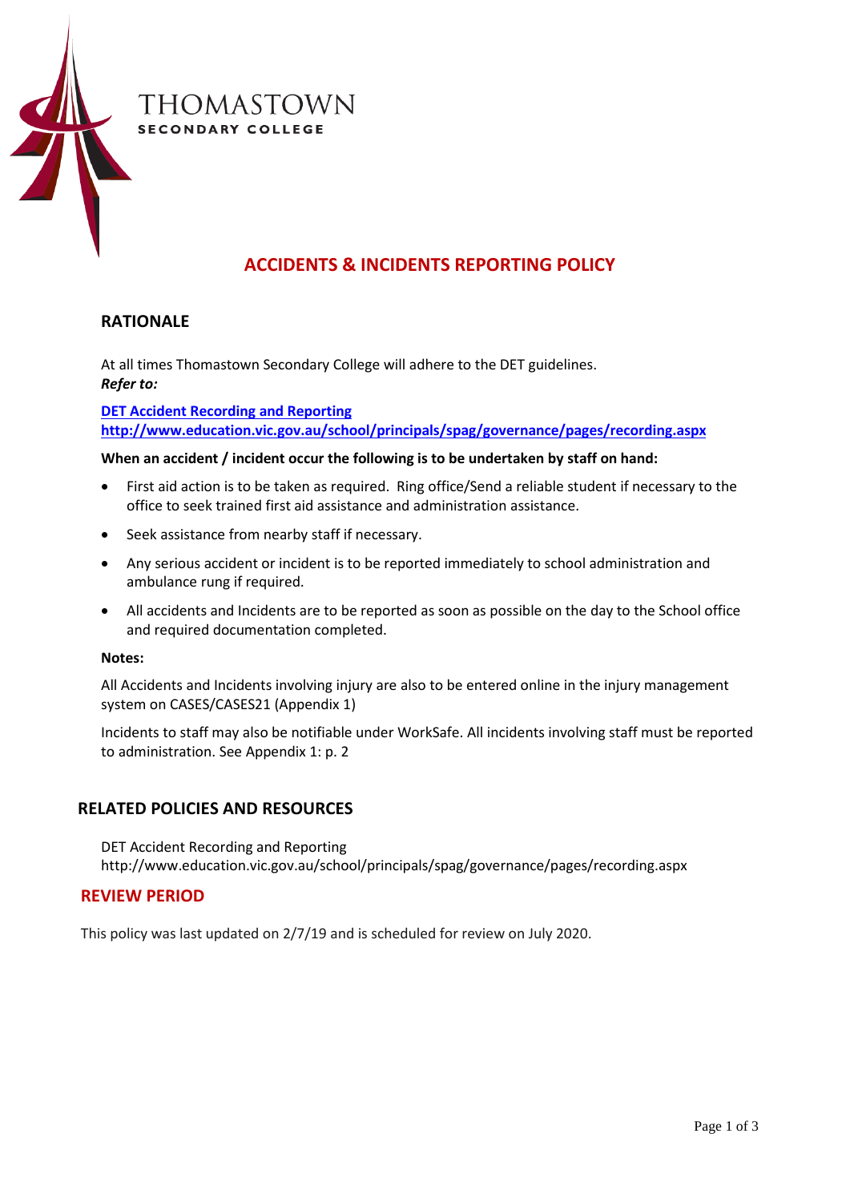THOMASTOWN
SECONDARY COLLEGE

# ACCIDENTS & INCIDENTS REPORTING POLICY

## RATIONALE

At all times Thomastown Secondary College will adhere to the DET guidelines.
***Refer to:***

**[DET Accident Recording and Reporting](http://www.education.vic.gov.au/school/principals/spag/governance/pages/recording.aspx)**
**[http://www.education.vic.gov.au/school/principals/spag/governance/pages/recording.aspx](http://www.education.vic.gov.au/school/principals/spag/governance/pages/recording.aspx)**

**When an accident / incident occur the following is to be undertaken by staff on hand:**

- First aid action is to be taken as required. Ring office/Send a reliable student if necessary to the office to seek trained first aid assistance and administration assistance.
- Seek assistance from nearby staff if necessary.
- Any serious accident or incident is to be reported immediately to school administration and ambulance rung if required.
- All accidents and Incidents are to be reported as soon as possible on the day to the School office and required documentation completed.

**Notes:**

All Accidents and Incidents involving injury are also to be entered online in the injury management system on CASES/CASES21 (Appendix 1)

Incidents to staff may also be notifiable under WorkSafe. All incidents involving staff must be reported to administration. See Appendix 1: p. 2

## RELATED POLICIES AND RESOURCES

DET Accident Recording and Reporting
http://www.education.vic.gov.au/school/principals/spag/governance/pages/recording.aspx

## REVIEW PERIOD

This policy was last updated on 2/7/19 and is scheduled for review on July 2020.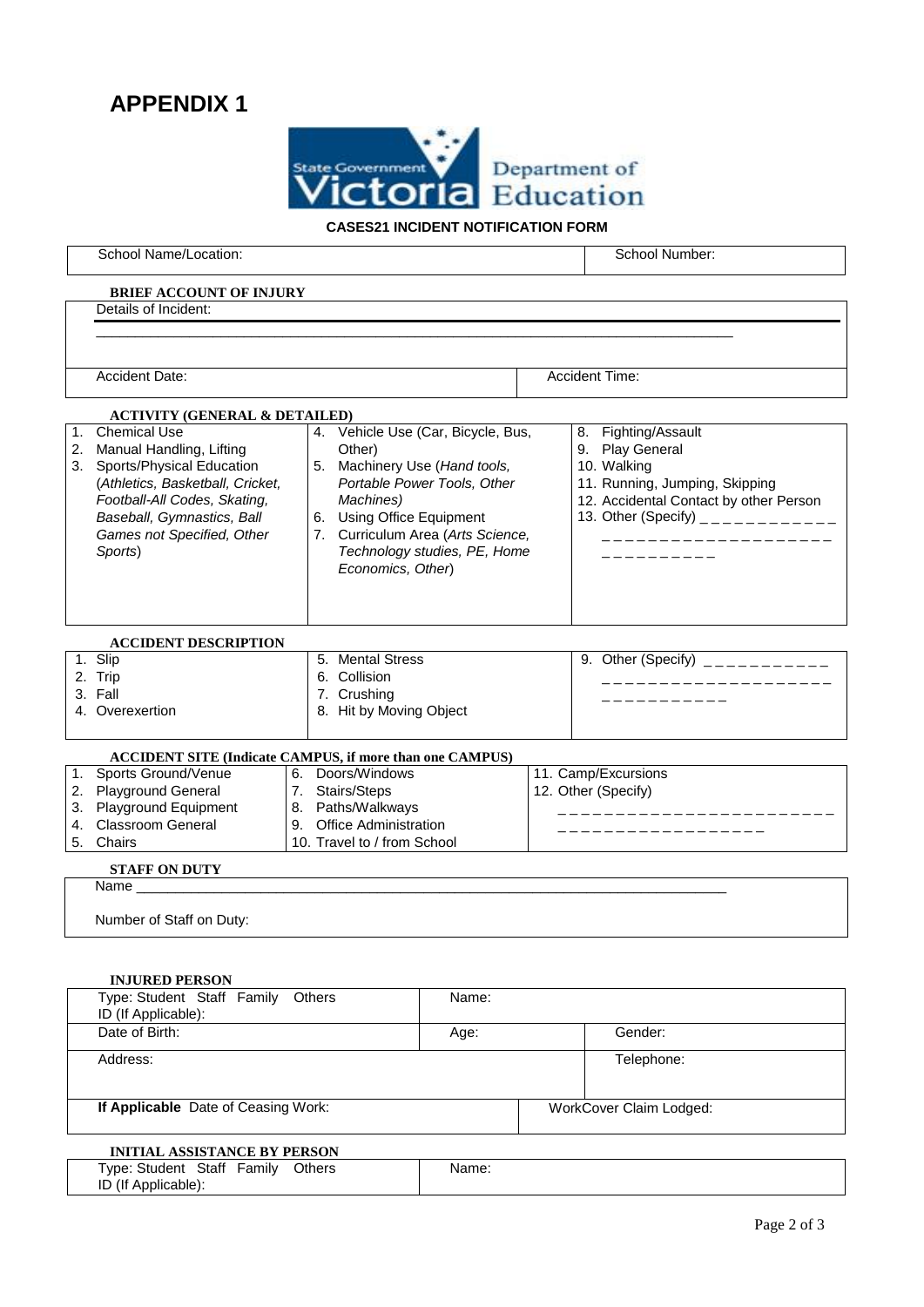# APPENDIX 1

State Government Victoria Department of Education

**CASES21 INCIDENT NOTIFICATION FORM**

| School Name/Location: | School Number: |
|---|---|

**BRIEF ACCOUNT OF INJURY**

| Details of Incident: ___________________________________________ | |
|---|---|
| Accident Date: | Accident Time: |

**ACTIVITY (GENERAL & DETAILED)**

| | | |
|---|---|---|
| 1. Chemical Use<br>2. Manual Handling, Lifting<br>3. Sports/Physical Education (*Athletics, Basketball, Cricket, Football-All Codes, Skating, Baseball, Gymnastics, Ball Games not Specified, Other Sports*) | 4. Vehicle Use (Car, Bicycle, Bus, Other)<br>5. Machinery Use (*Hand tools, Portable Power Tools, Other Machines)*<br>6. Using Office Equipment<br>7. Curriculum Area (*Arts Science, Technology studies, PE, Home Economics, Other*) | 8. Fighting/Assault<br>9. Play General<br>10. Walking<br>11. Running, Jumping, Skipping<br>12. Accidental Contact by other Person<br>13. Other (Specify) ____________ |

**ACCIDENT DESCRIPTION**

| | | |
|---|---|---|
| 1. Slip<br>2. Trip<br>3. Fall<br>4. Overexertion | 5. Mental Stress<br>6. Collision<br>7. Crushing<br>8. Hit by Moving Object | 9. Other (Specify) ____________ |

**ACCIDENT SITE (Indicate CAMPUS, if more than one CAMPUS)**

| | | |
|---|---|---|
| 1. Sports Ground/Venue<br>2. Playground General<br>3. Playground Equipment<br>4. Classroom General<br>5. Chairs | 6. Doors/Windows<br>7. Stairs/Steps<br>8. Paths/Walkways<br>9. Office Administration<br>10. Travel to / from School | 11. Camp/Excursions<br>12. Other (Specify) ____________ |

**STAFF ON DUTY**

Name ____________________________________________

Number of Staff on Duty:

**INJURED PERSON**

| Type: Student Staff Family Others<br>ID (If Applicable): | Name: | |
|---|---|---|
| Date of Birth: | Age: | Gender: |
| Address: | | Telephone: |
| **If Applicable** Date of Ceasing Work: | WorkCover Claim Lodged: | |

**INITIAL ASSISTANCE BY PERSON**

| Type: Student Staff Family Others<br>ID (If Applicable): | Name: |
|---|---|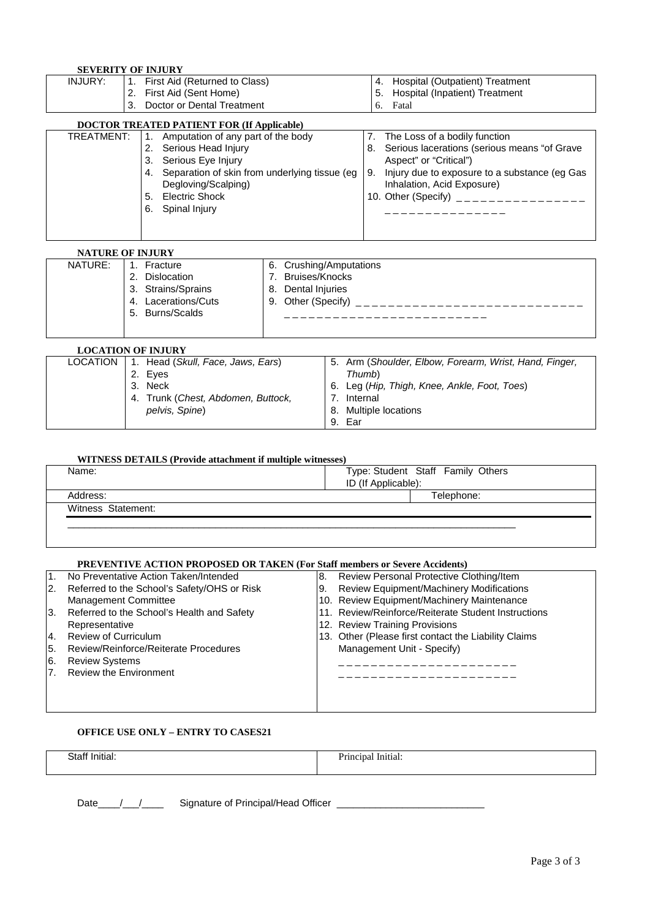**SEVERITY OF INJURY**

| | | |
|---|---|---|
| INJURY: | 1. First Aid (Returned to Class)<br>2. First Aid (Sent Home)<br>3. Doctor or Dental Treatment | 4. Hospital (Outpatient) Treatment<br>5. Hospital (Inpatient) Treatment<br>6. Fatal |

**DOCTOR TREATED PATIENT FOR (If Applicable)**

| | | |
|---|---|---|
| TREATMENT: | 1. Amputation of any part of the body<br>2. Serious Head Injury<br>3. Serious Eye Injury<br>4. Separation of skin from underlying tissue (eg Degloving/Scalping)<br>5. Electric Shock<br>6. Spinal Injury | 7. The Loss of a bodily function<br>8. Serious lacerations (serious means "of Grave Aspect" or "Critical")<br>9. Injury due to exposure to a substance (eg Gas Inhalation, Acid Exposure)<br>10. Other (Specify) _ _ _ _ _ _ _ _ _ _ _ _ _ _ _ _ _ _ _ _ _ _ _ _ _ _ _ _ _ _ _ |

**NATURE OF INJURY**

| | | |
|---|---|---|
| NATURE: | 1. Fracture<br>2. Dislocation<br>3. Strains/Sprains<br>4. Lacerations/Cuts<br>5. Burns/Scalds | 6. Crushing/Amputations<br>7. Bruises/Knocks<br>8. Dental Injuries<br>9. Other (Specify) _ _ _ _ _ _ _ _ _ _ _ _ _ _ _ _ _ _ _ _ _ _ _ _ _ _ _ _ _ _ _ _ _ _ _ _ _ _ _ _ _ _ _ _ _ _ _ _ _ _ _ _ _ |

**LOCATION OF INJURY**

| | | |
|---|---|---|
| LOCATION | 1. Head (*Skull, Face, Jaws, Ears*)<br>2. Eyes<br>3. Neck<br>4. Trunk (*Chest, Abdomen, Buttock, pelvis, Spine*) | 5. Arm (*Shoulder, Elbow, Forearm, Wrist, Hand, Finger, Thumb*)<br>6. Leg (*Hip, Thigh, Knee, Ankle, Foot, Toes*)<br>7. Internal<br>8. Multiple locations<br>9. Ear |

**WITNESS DETAILS (Provide attachment if multiple witnesses)**

| | |
|---|---|
| Name: | Type: Student Staff Family Others<br>ID (If Applicable): |
| Address: | Telephone: |
| Witness Statement: | |

**PREVENTIVE ACTION PROPOSED OR TAKEN (For Staff members or Severe Accidents)**

| | |
|---|---|
| 1. No Preventative Action Taken/Intended<br>2. Referred to the School's Safety/OHS or Risk Management Committee<br>3. Referred to the School's Health and Safety Representative<br>4. Review of Curriculum<br>5. Review/Reinforce/Reiterate Procedures<br>6. Review Systems<br>7. Review the Environment | 8. Review Personal Protective Clothing/Item<br>9. Review Equipment/Machinery Modifications<br>10. Review Equipment/Machinery Maintenance<br>11. Review/Reinforce/Reiterate Student Instructions<br>12. Review Training Provisions<br>13. Other (Please first contact the Liability Claims Management Unit - Specify)<br>_ _ _ _ _ _ _ _ _ _ _ _ _ _ _ _ _ _ _ _ _ _<br>_ _ _ _ _ _ _ _ _ _ _ _ _ _ _ _ _ _ _ _ _ _ |

**OFFICE USE ONLY – ENTRY TO CASES21**

| | |
|---|---|
| Staff Initial: | Principal Initial: |

Date____/___/____ Signature of Principal/Head Officer ___________________________